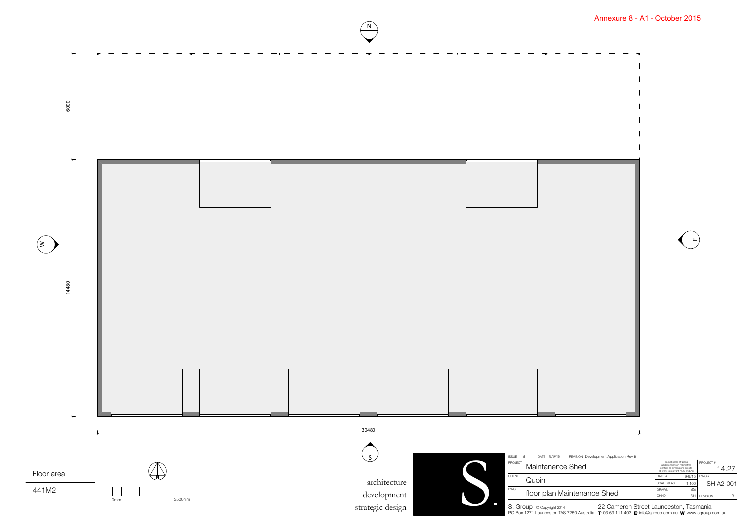Annexure 8 - A1 - October 2015

N

W

E

S

6000

14480

30480

Floor area

441M2

0mm 3500mm

architecture
development
strategic design

S.

| ISSUE B | DATE 9/9/15 | REVISION Development Application Rev B | |
|---|---|---|---|
| PROJECT Maintanence Shed | | do not scale off plans, all dimensions in millimetres, confirm all dimensions on site, all work to relevant NCC and AS | PROJECT # 14.27 |
| CLIENT Quoin | | DATE # 9/9/15 | DWG # SH A2-001 |
| | | SCALE @ A3 1:100 | |
| DWG floor plan Maintenance Shed | | DRAWN SG | |
| | | CHKD SH | REVISION B |

S. Group © Copyright 2014 — 22 Cameron Street Launceston, Tasmania
PO Box 1271 Launceston TAS 7250 Australia **T**: 03 63 111 403 **E**: info@sgroup.com.au **W**: www.sgroup.com.au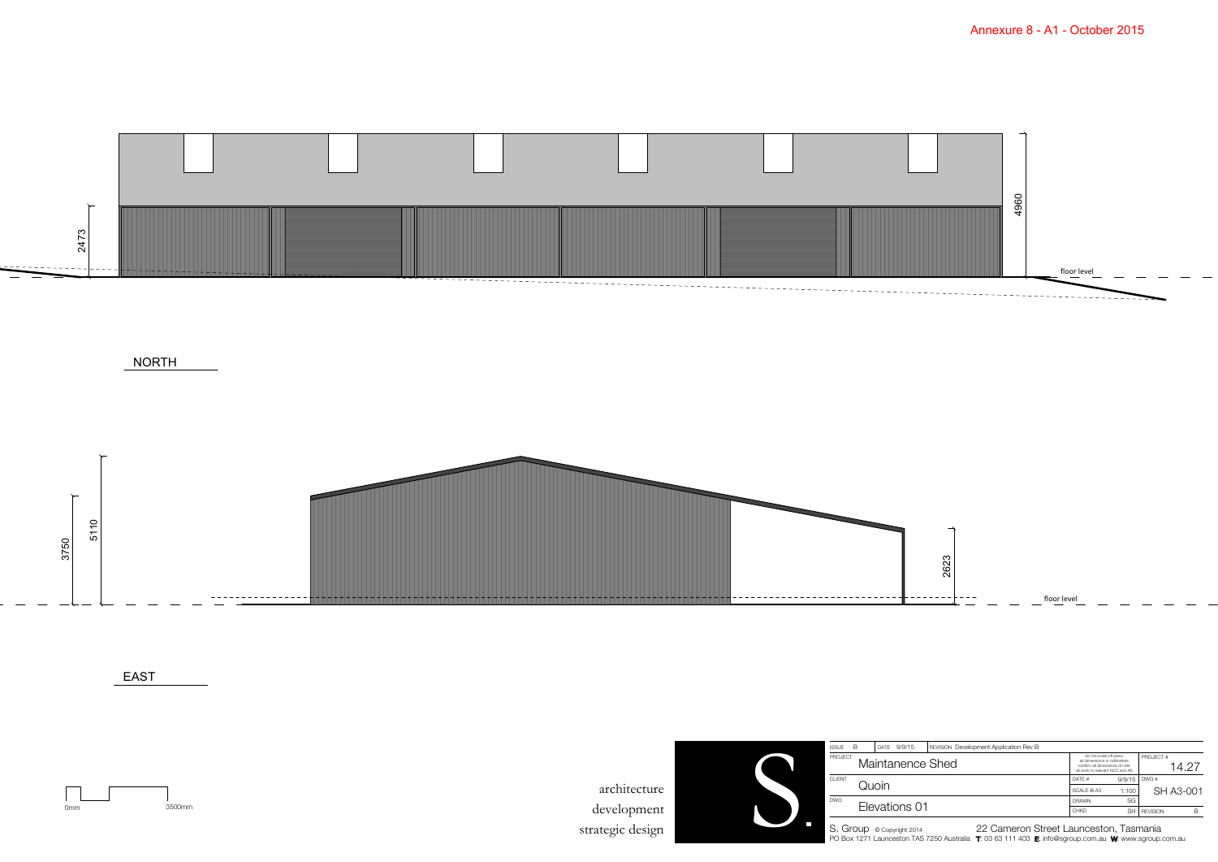Annexure 8 - A1 - October 2015

2473

4960

floor level

NORTH

3750

5110

2623

floor level

EAST

0mm 3500mm

architecture
development
strategic design

S.

| ISSUE | B | DATE | 9/9/15 | REVISION | Development Application Rev B |
|---|---|---|---|---|---|

| PROJECT | Maintanence Shed | do not scale off plans all dimensions in millimetres confirm all dimensions on site all work to relevant NCC and AS | PROJECT # 14.27 |
|---|---|---|---|
| CLIENT | Quoin | DATE # 9/9/15 | DWG # SH A3-001 |
| | | SCALE @ A3 1:100 | |
| DWG | Elevations 01 | DRAWN SG | |
| | | CHKD SH | REVISION B |

S. Group © Copyright 2014 22 Cameron Street Launceston, Tasmania
PO Box 1271 Launceston TAS 7250 Australia **T:** 03 63 111 403 **E:** info@sgroup.com.au **W:** www.sgroup.com.au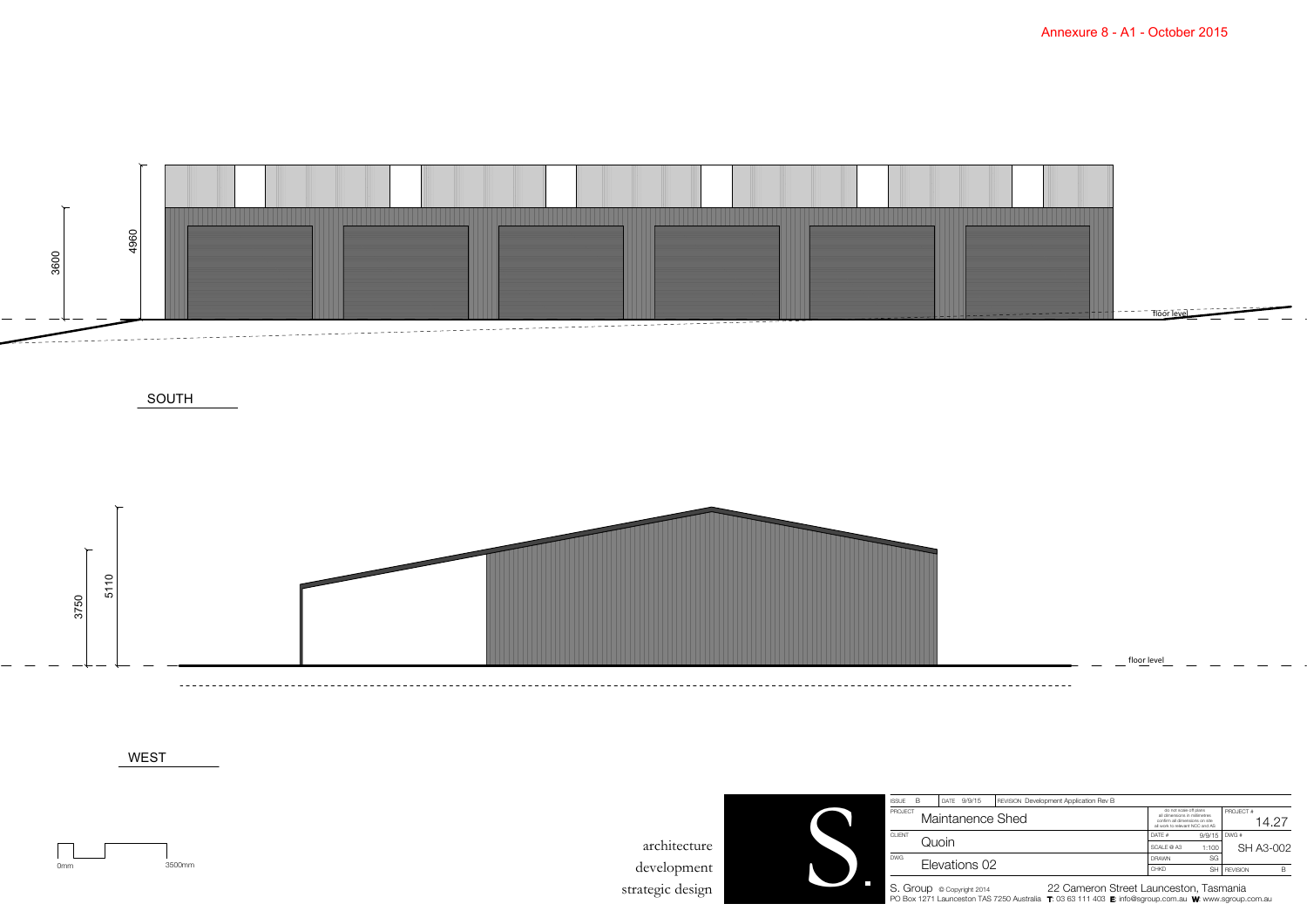Annexure 8 - A1 - October 2015

4960

3600

floor level

SOUTH

5110

3750

floor level

WEST

0mm 3500mm

architecture
development
strategic design

| ISSUE B | DATE 9/9/15 | REVISION Development Application Rev B | | |
|---|---|---|---|---|
| PROJECT | Maintanence Shed | | do not scale off plans; all dimensions in millimetres; confirm all dimensions on site; all work to relevant NCC and AS | PROJECT # 14.27 |
| CLIENT | Quoin | | DATE # 9/9/15; SCALE @ A3 1:100 | DWG # SH A3-002 |
| DWG | Elevations 02 | | DRAWN SG; CHKD SH | REVISION B |

S. Group © Copyright 2014 — 22 Cameron Street Launceston, Tasmania
PO Box 1271 Launceston TAS 7250 Australia T: 03 63 111 403 E: info@sgroup.com.au W: www.sgroup.com.au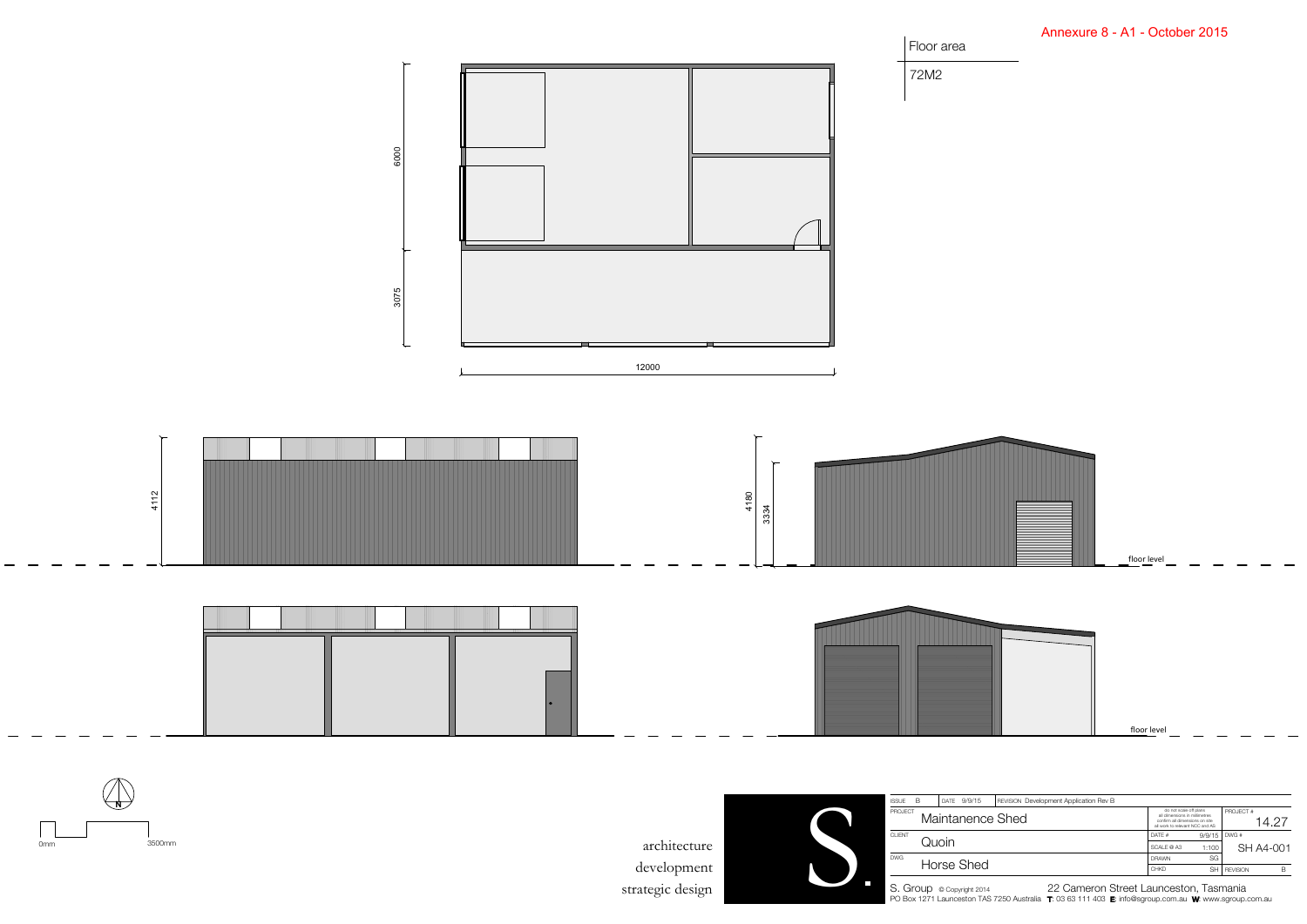Annexure 8 - A1 - October 2015

Floor area

72M2

6000

3075

12000

4112

4180

3334

floor level

floor level

0mm

3500mm

N

architecture
development
strategic design

| | | | | | |
|---|---|---|---|---|---|
| ISSUE B | DATE 9/9/15 | REVISION Development Application Rev B | | | |
| PROJECT | Maintanence Shed | do not scale off plans all dimensions in millimetres confirm all dimensions on site all work to relevant NCC and AS | | PROJECT # | 14.27 |
| CLIENT | Quoin | DATE # | 9/9/15 | DWG # | SH A4-001 |
| | | SCALE @ A3 | 1:100 | | |
| DWG | Horse Shed | DRAWN | SG | | |
| | | CHKD | SH | REVISION | B |

S. Group © Copyright 2014 22 Cameron Street Launceston, Tasmania
PO Box 1271 Launceston TAS 7250 Australia T: 03 63 111 403 E: info@sgroup.com.au W: www.sgroup.com.au